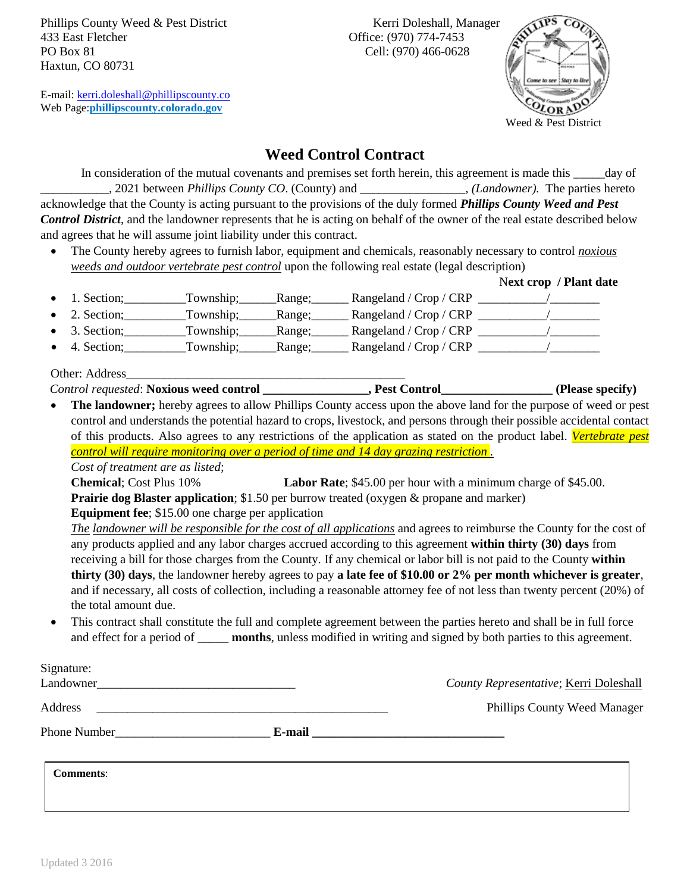Phillips County Weed & Pest District
433 East Fletcher
PO Box 81
Haxtun, CO 80731

E-mail: kerri.doleshall@phillipscounty.co
Web Page: **phillipscounty.colorado.gov**

Kerri Doleshall, Manager
Office: (970) 774-7453
Cell: (970) 466-0628

Weed & Pest District

# Weed Control Contract

In consideration of the mutual covenants and premises set forth herein, this agreement is made this _____day of ___________, 2021 between *Phillips County CO.* (County) and _________________, *(Landowner).* The parties hereto acknowledge that the County is acting pursuant to the provisions of the duly formed ***Phillips County Weed and Pest Control District***, and the landowner represents that he is acting on behalf of the owner of the real estate described below and agrees that he will assume joint liability under this contract.

- The County hereby agrees to furnish labor, equipment and chemicals, reasonably necessary to control *noxious weeds and outdoor vertebrate pest control* upon the following real estate (legal description)

**Next crop / Plant date**

- 1. Section;__________Township;______Range;______ Rangeland / Crop / CRP ___________/________
- 2. Section;__________Township;______Range;______ Rangeland / Crop / CRP ___________/________
- 3. Section;__________Township;______Range;______ Rangeland / Crop / CRP ___________/________
- 4. Section;__________Township;______Range;______ Rangeland / Crop / CRP ___________/________

Other: Address_______________________________________________

*Control requested*: **Noxious weed control _________________, Pest Control_________________ (Please specify)**

- **The landowner;** hereby agrees to allow Phillips County access upon the above land for the purpose of weed or pest control and understands the potential hazard to crops, livestock, and persons through their possible accidental contact of this products. Also agrees to any restrictions of the application as stated on the product label. *Vertebrate pest control will require monitoring over a period of time and 14 day grazing restriction .*

  *Cost of treatment are as listed*;

  **Chemical**; Cost Plus 10% **Labor Rate**; $45.00 per hour with a minimum charge of $45.00.

  **Prairie dog Blaster application**; $1.50 per burrow treated (oxygen & propane and marker)

  **Equipment fee**; $15.00 one charge per application

  *The landowner will be responsible for the cost of all applications* and agrees to reimburse the County for the cost of any products applied and any labor charges accrued according to this agreement **within thirty (30) days** from receiving a bill for those charges from the County. If any chemical or labor bill is not paid to the County **within thirty (30) days**, the landowner hereby agrees to pay **a late fee of $10.00 or 2% per month whichever is greater**, and if necessary, all costs of collection, including a reasonable attorney fee of not less than twenty percent (20%) of the total amount due.

- This contract shall constitute the full and complete agreement between the parties hereto and shall be in full force and effect for a period of _____ **months**, unless modified in writing and signed by both parties to this agreement.

Signature:
Landowner________________________________

*County Representative*; Kerri Doleshall
Phillips County Weed Manager

Address __________________________________________________

Phone Number_________________________ **E-mail _______________________________**

**Comments**:

Updated 3 2016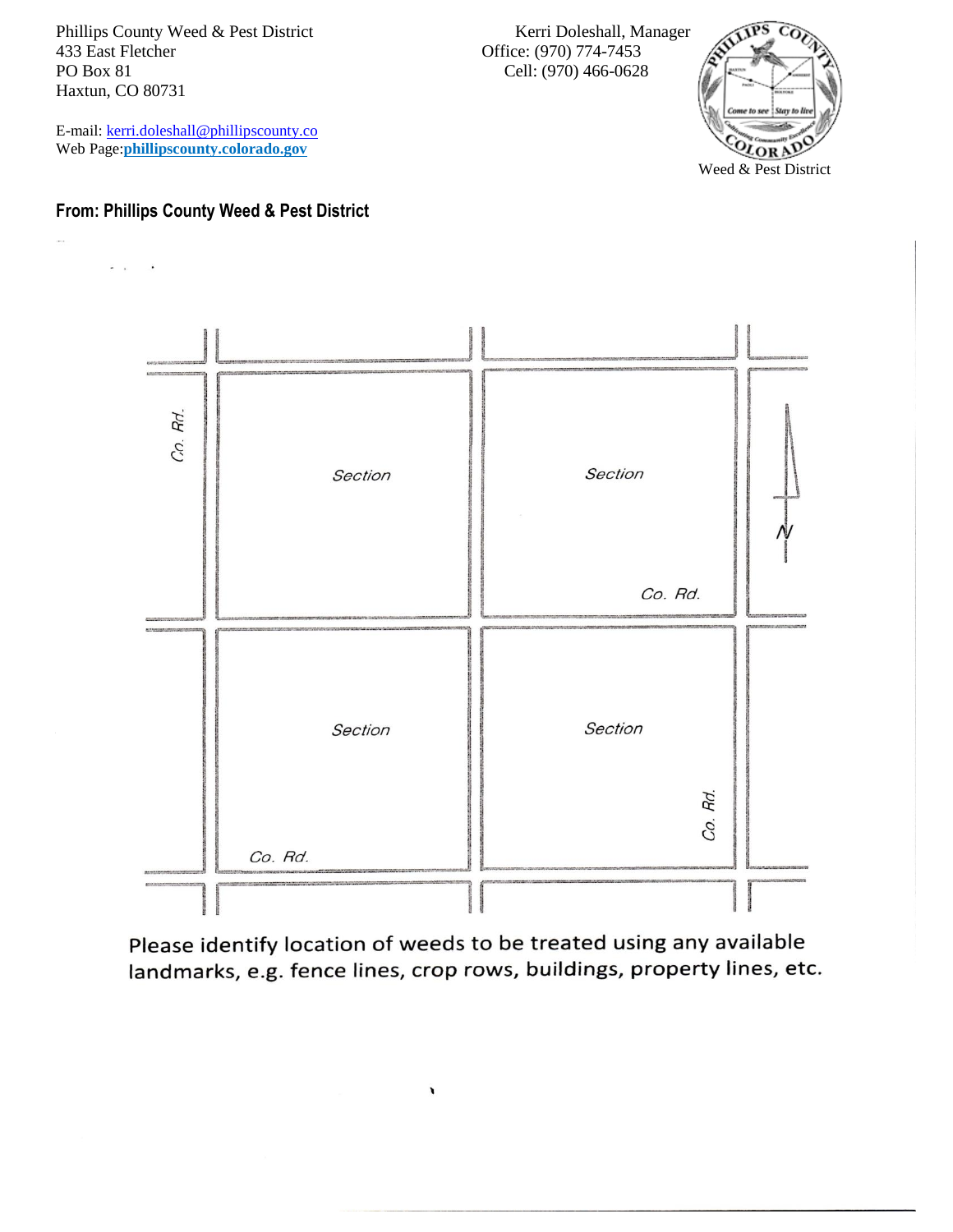Phillips County Weed & Pest District
433 East Fletcher
PO Box 81
Haxtun, CO 80731

E-mail: kerri.doleshall@phillipscounty.co
Web Page: **phillipscounty.colorado.gov**

Kerri Doleshall, Manager
Office: (970) 774-7453
Cell: (970) 466-0628

Weed & Pest District

**From: Phillips County Weed & Pest District**

Co. Rd.

Section

Section

Co. Rd.

N

Section

Section

Co. Rd.

Co. Rd.

Please identify location of weeds to be treated using any available landmarks, e.g. fence lines, crop rows, buildings, property lines, etc.